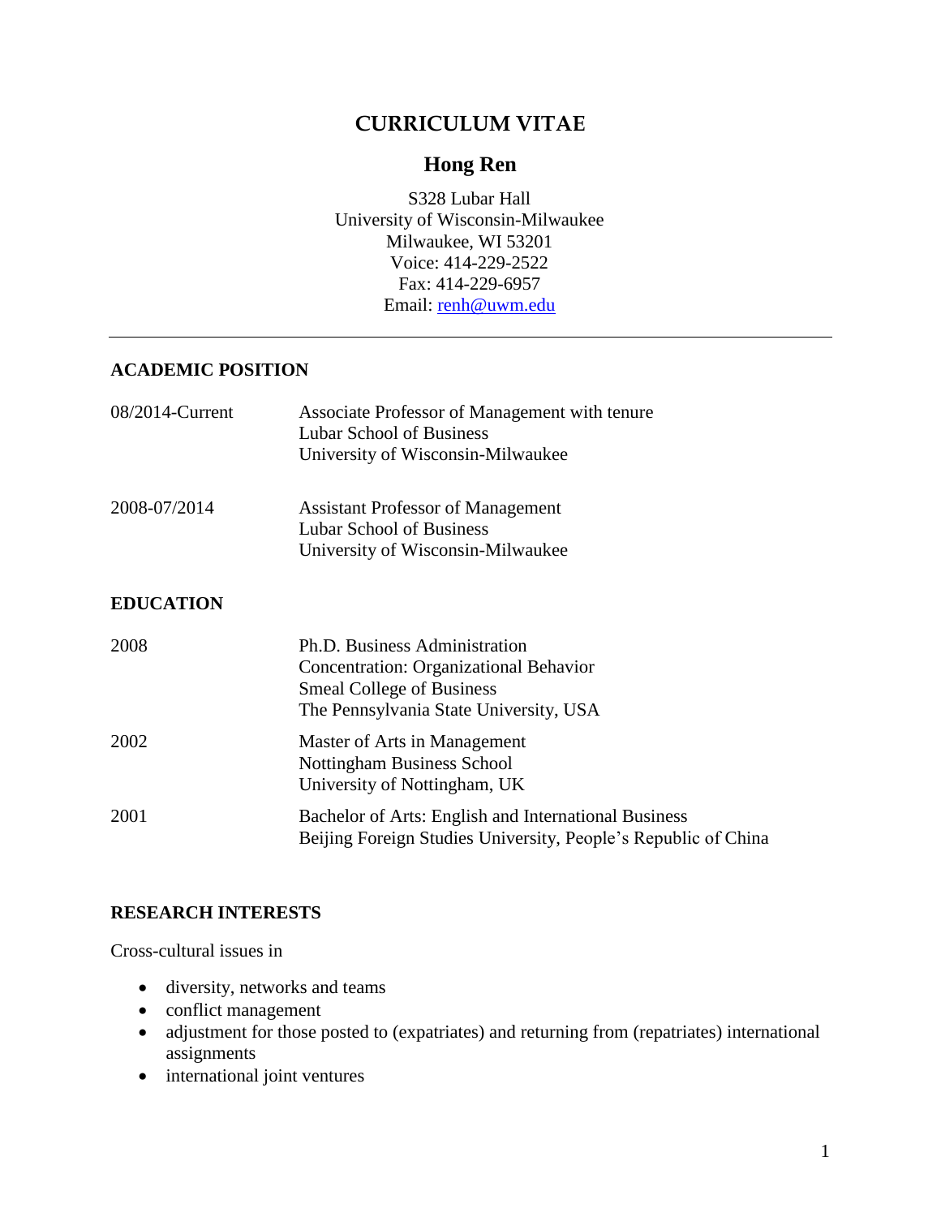# CURRICULUM VITAE

## Hong Ren

S328 Lubar Hall
University of Wisconsin-Milwaukee
Milwaukee, WI 53201
Voice: 414-229-2522
Fax: 414-229-6957
Email: renh@uwm.edu

---

### ACADEMIC POSITION

| | |
|---|---|
| 08/2014-Current | Associate Professor of Management with tenure<br>Lubar School of Business<br>University of Wisconsin-Milwaukee |
| 2008-07/2014 | Assistant Professor of Management<br>Lubar School of Business<br>University of Wisconsin-Milwaukee |

### EDUCATION

| | |
|---|---|
| 2008 | Ph.D. Business Administration<br>Concentration: Organizational Behavior<br>Smeal College of Business<br>The Pennsylvania State University, USA |
| 2002 | Master of Arts in Management<br>Nottingham Business School<br>University of Nottingham, UK |
| 2001 | Bachelor of Arts: English and International Business<br>Beijing Foreign Studies University, People's Republic of China |

### RESEARCH INTERESTS

Cross-cultural issues in

- diversity, networks and teams
- conflict management
- adjustment for those posted to (expatriates) and returning from (repatriates) international assignments
- international joint ventures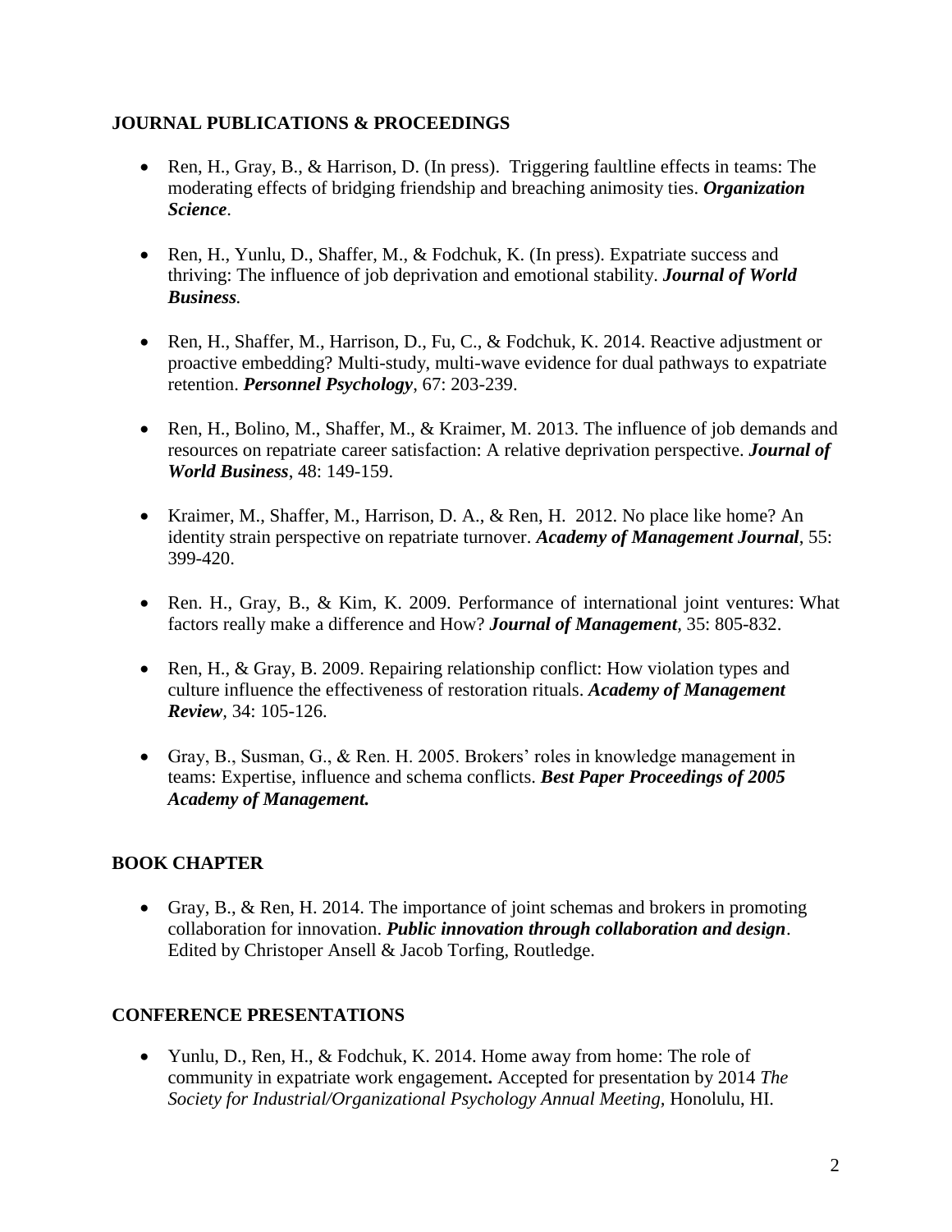## JOURNAL PUBLICATIONS & PROCEEDINGS

- Ren, H., Gray, B., & Harrison, D. (In press). Triggering faultline effects in teams: The moderating effects of bridging friendship and breaching animosity ties. ***Organization Science***.

- Ren, H., Yunlu, D., Shaffer, M., & Fodchuk, K. (In press). Expatriate success and thriving: The influence of job deprivation and emotional stability. ***Journal of World Business.***

- Ren, H., Shaffer, M., Harrison, D., Fu, C., & Fodchuk, K. 2014. Reactive adjustment or proactive embedding? Multi-study, multi-wave evidence for dual pathways to expatriate retention. ***Personnel Psychology***, 67: 203-239.

- Ren, H., Bolino, M., Shaffer, M., & Kraimer, M. 2013. The influence of job demands and resources on repatriate career satisfaction: A relative deprivation perspective. ***Journal of World Business***, 48: 149-159.

- Kraimer, M., Shaffer, M., Harrison, D. A., & Ren, H. 2012. No place like home? An identity strain perspective on repatriate turnover. ***Academy of Management Journal***, 55: 399-420.

- Ren. H., Gray, B., & Kim, K. 2009. Performance of international joint ventures: What factors really make a difference and How? ***Journal of Management***, 35: 805-832.

- Ren, H., & Gray, B. 2009. Repairing relationship conflict: How violation types and culture influence the effectiveness of restoration rituals. ***Academy of Management Review***, 34: 105-126.

- Gray, B., Susman, G., & Ren. H. 2005. Brokers' roles in knowledge management in teams: Expertise, influence and schema conflicts. ***Best Paper Proceedings of 2005 Academy of Management.***

## BOOK CHAPTER

- Gray, B., & Ren, H. 2014. The importance of joint schemas and brokers in promoting collaboration for innovation. ***Public innovation through collaboration and design***. Edited by Christoper Ansell & Jacob Torfing, Routledge.

## CONFERENCE PRESENTATIONS

- Yunlu, D., Ren, H., & Fodchuk, K. 2014. Home away from home: The role of community in expatriate work engagement**.** Accepted for presentation by 2014 *The Society for Industrial/Organizational Psychology Annual Meeting*, Honolulu, HI.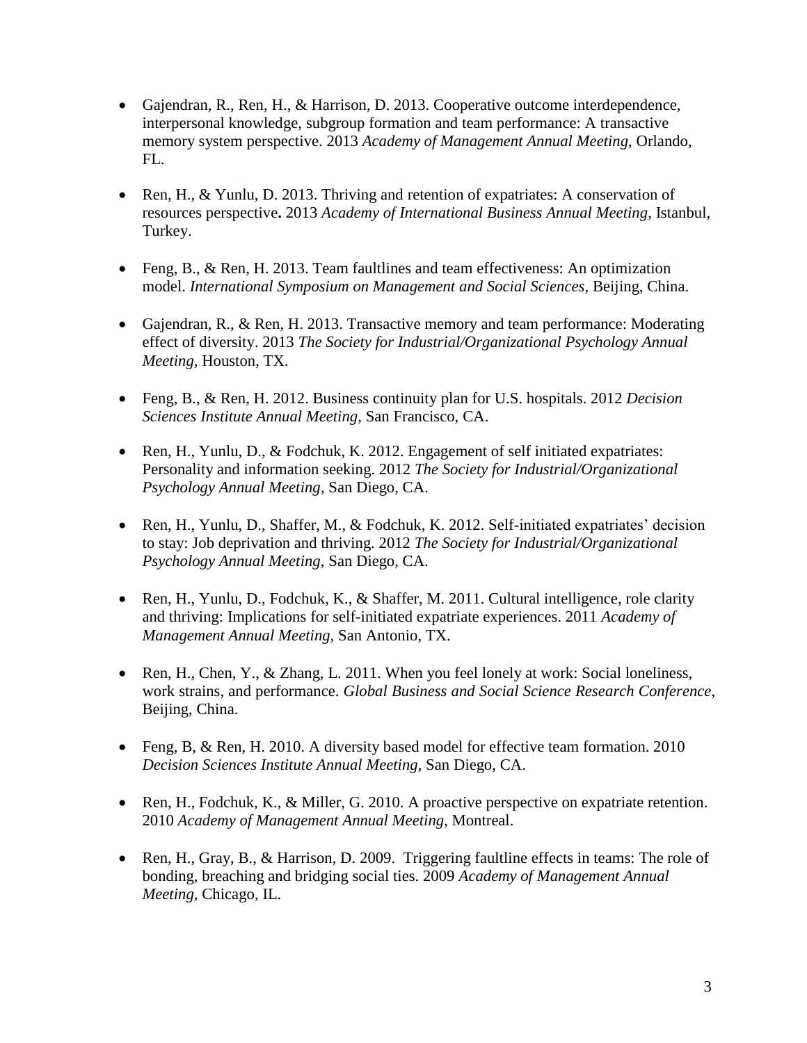- Gajendran, R., Ren, H., & Harrison, D. 2013. Cooperative outcome interdependence, interpersonal knowledge, subgroup formation and team performance: A transactive memory system perspective. 2013 *Academy of Management Annual Meeting*, Orlando, FL.

- Ren, H., & Yunlu, D. 2013. Thriving and retention of expatriates: A conservation of resources perspective**.** 2013 *Academy of International Business Annual Meeting*, Istanbul, Turkey.

- Feng, B., & Ren, H. 2013. Team faultlines and team effectiveness: An optimization model. *International Symposium on Management and Social Sciences*, Beijing, China.

- Gajendran, R., & Ren, H. 2013. Transactive memory and team performance: Moderating effect of diversity. 2013 *The Society for Industrial/Organizational Psychology Annual Meeting*, Houston, TX.

- Feng, B., & Ren, H. 2012. Business continuity plan for U.S. hospitals. 2012 *Decision Sciences Institute Annual Meeting*, San Francisco, CA.

- Ren, H., Yunlu, D., & Fodchuk, K. 2012. Engagement of self initiated expatriates: Personality and information seeking. 2012 *The Society for Industrial/Organizational Psychology Annual Meeting*, San Diego, CA.

- Ren, H., Yunlu, D., Shaffer, M., & Fodchuk, K. 2012. Self-initiated expatriates' decision to stay: Job deprivation and thriving. 2012 *The Society for Industrial/Organizational Psychology Annual Meeting*, San Diego, CA.

- Ren, H., Yunlu, D., Fodchuk, K., & Shaffer, M. 2011. Cultural intelligence, role clarity and thriving: Implications for self-initiated expatriate experiences. 2011 *Academy of Management Annual Meeting*, San Antonio, TX.

- Ren, H., Chen, Y., & Zhang, L. 2011. When you feel lonely at work: Social loneliness, work strains, and performance. *Global Business and Social Science Research Conference*, Beijing, China.

- Feng, B, & Ren, H. 2010. A diversity based model for effective team formation. 2010 *Decision Sciences Institute Annual Meeting*, San Diego, CA.

- Ren, H., Fodchuk, K., & Miller, G. 2010. A proactive perspective on expatriate retention. 2010 *Academy of Management Annual Meeting*, Montreal.

- Ren, H., Gray, B., & Harrison, D. 2009. Triggering faultline effects in teams: The role of bonding, breaching and bridging social ties. 2009 *Academy of Management Annual Meeting*, Chicago, IL.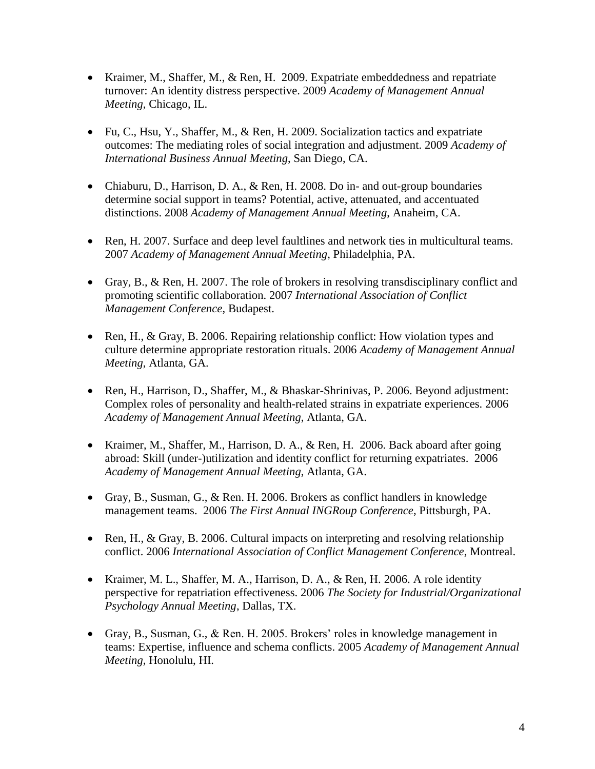- Kraimer, M., Shaffer, M., & Ren, H. 2009. Expatriate embeddedness and repatriate turnover: An identity distress perspective. 2009 *Academy of Management Annual Meeting*, Chicago, IL.

- Fu, C., Hsu, Y., Shaffer, M., & Ren, H. 2009. Socialization tactics and expatriate outcomes: The mediating roles of social integration and adjustment. 2009 *Academy of International Business Annual Meeting*, San Diego, CA.

- Chiaburu, D., Harrison, D. A., & Ren, H. 2008. Do in- and out-group boundaries determine social support in teams? Potential, active, attenuated, and accentuated distinctions. 2008 *Academy of Management Annual Meeting*, Anaheim, CA.

- Ren, H. 2007. Surface and deep level faultlines and network ties in multicultural teams. 2007 *Academy of Management Annual Meeting*, Philadelphia, PA.

- Gray, B., & Ren, H. 2007. The role of brokers in resolving transdisciplinary conflict and promoting scientific collaboration. 2007 *International Association of Conflict Management Conference*, Budapest.

- Ren, H., & Gray, B. 2006. Repairing relationship conflict: How violation types and culture determine appropriate restoration rituals. 2006 *Academy of Management Annual Meeting*, Atlanta, GA.

- Ren, H., Harrison, D., Shaffer, M., & Bhaskar-Shrinivas, P. 2006. Beyond adjustment: Complex roles of personality and health-related strains in expatriate experiences. 2006 *Academy of Management Annual Meeting*, Atlanta, GA.

- Kraimer, M., Shaffer, M., Harrison, D. A., & Ren, H. 2006. Back aboard after going abroad: Skill (under-)utilization and identity conflict for returning expatriates. 2006 *Academy of Management Annual Meeting*, Atlanta, GA.

- Gray, B., Susman, G., & Ren. H. 2006. Brokers as conflict handlers in knowledge management teams. 2006 *The First Annual INGRoup Conference*, Pittsburgh, PA.

- Ren, H., & Gray, B. 2006. Cultural impacts on interpreting and resolving relationship conflict. 2006 *International Association of Conflict Management Conference*, Montreal.

- Kraimer, M. L., Shaffer, M. A., Harrison, D. A., & Ren, H. 2006. A role identity perspective for repatriation effectiveness. 2006 *The Society for Industrial/Organizational Psychology Annual Meeting*, Dallas, TX.

- Gray, B., Susman, G., & Ren. H. 2005. Brokers' roles in knowledge management in teams: Expertise, influence and schema conflicts. 2005 *Academy of Management Annual Meeting*, Honolulu, HI.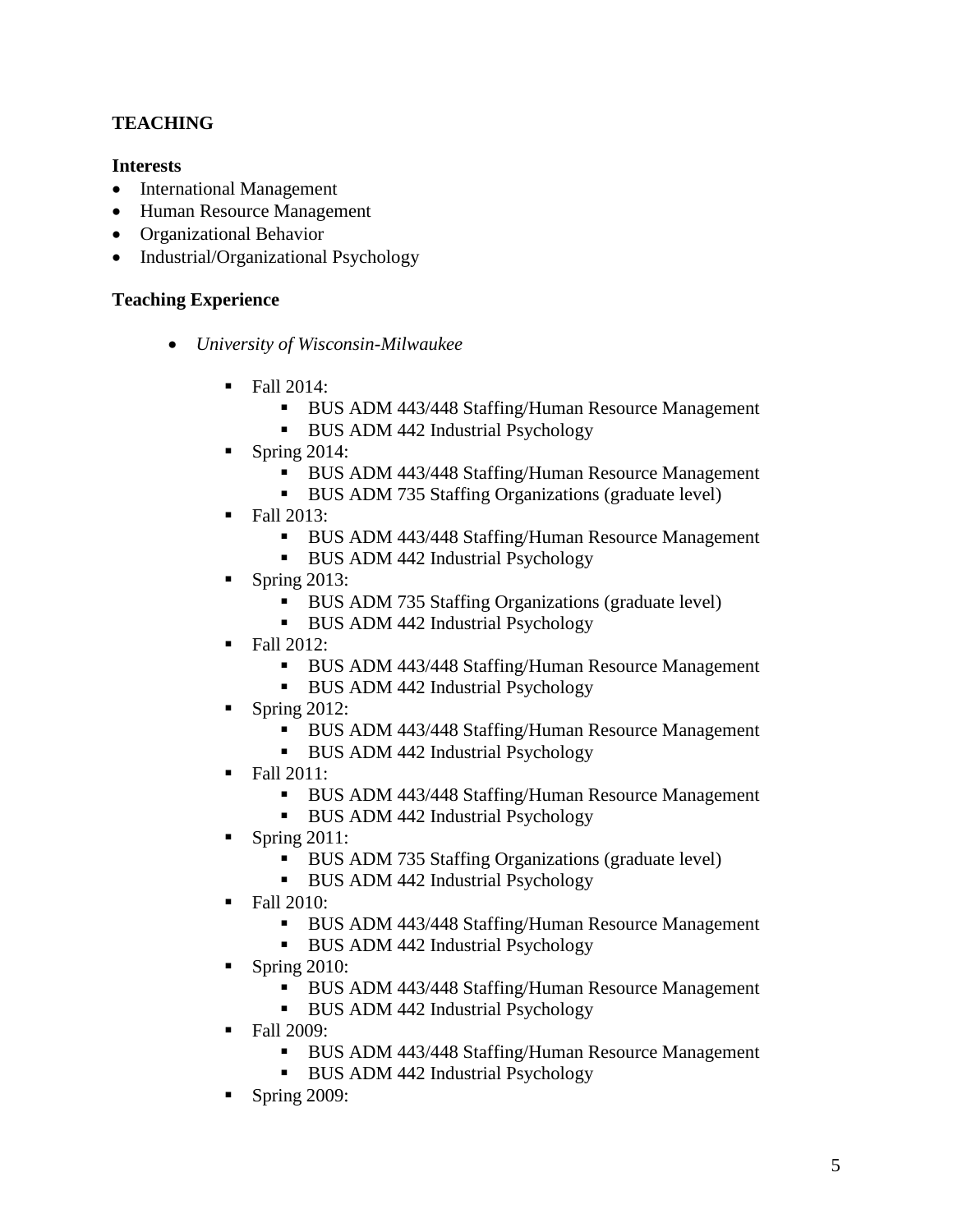## TEACHING

### Interests

- International Management
- Human Resource Management
- Organizational Behavior
- Industrial/Organizational Psychology

### Teaching Experience

- *University of Wisconsin-Milwaukee*
    - Fall 2014:
        - BUS ADM 443/448 Staffing/Human Resource Management
        - BUS ADM 442 Industrial Psychology
    - Spring 2014:
        - BUS ADM 443/448 Staffing/Human Resource Management
        - BUS ADM 735 Staffing Organizations (graduate level)
    - Fall 2013:
        - BUS ADM 443/448 Staffing/Human Resource Management
        - BUS ADM 442 Industrial Psychology
    - Spring 2013:
        - BUS ADM 735 Staffing Organizations (graduate level)
        - BUS ADM 442 Industrial Psychology
    - Fall 2012:
        - BUS ADM 443/448 Staffing/Human Resource Management
        - BUS ADM 442 Industrial Psychology
    - Spring 2012:
        - BUS ADM 443/448 Staffing/Human Resource Management
        - BUS ADM 442 Industrial Psychology
    - Fall 2011:
        - BUS ADM 443/448 Staffing/Human Resource Management
        - BUS ADM 442 Industrial Psychology
    - Spring 2011:
        - BUS ADM 735 Staffing Organizations (graduate level)
        - BUS ADM 442 Industrial Psychology
    - Fall 2010:
        - BUS ADM 443/448 Staffing/Human Resource Management
        - BUS ADM 442 Industrial Psychology
    - Spring 2010:
        - BUS ADM 443/448 Staffing/Human Resource Management
        - BUS ADM 442 Industrial Psychology
    - Fall 2009:
        - BUS ADM 443/448 Staffing/Human Resource Management
        - BUS ADM 442 Industrial Psychology
    - Spring 2009: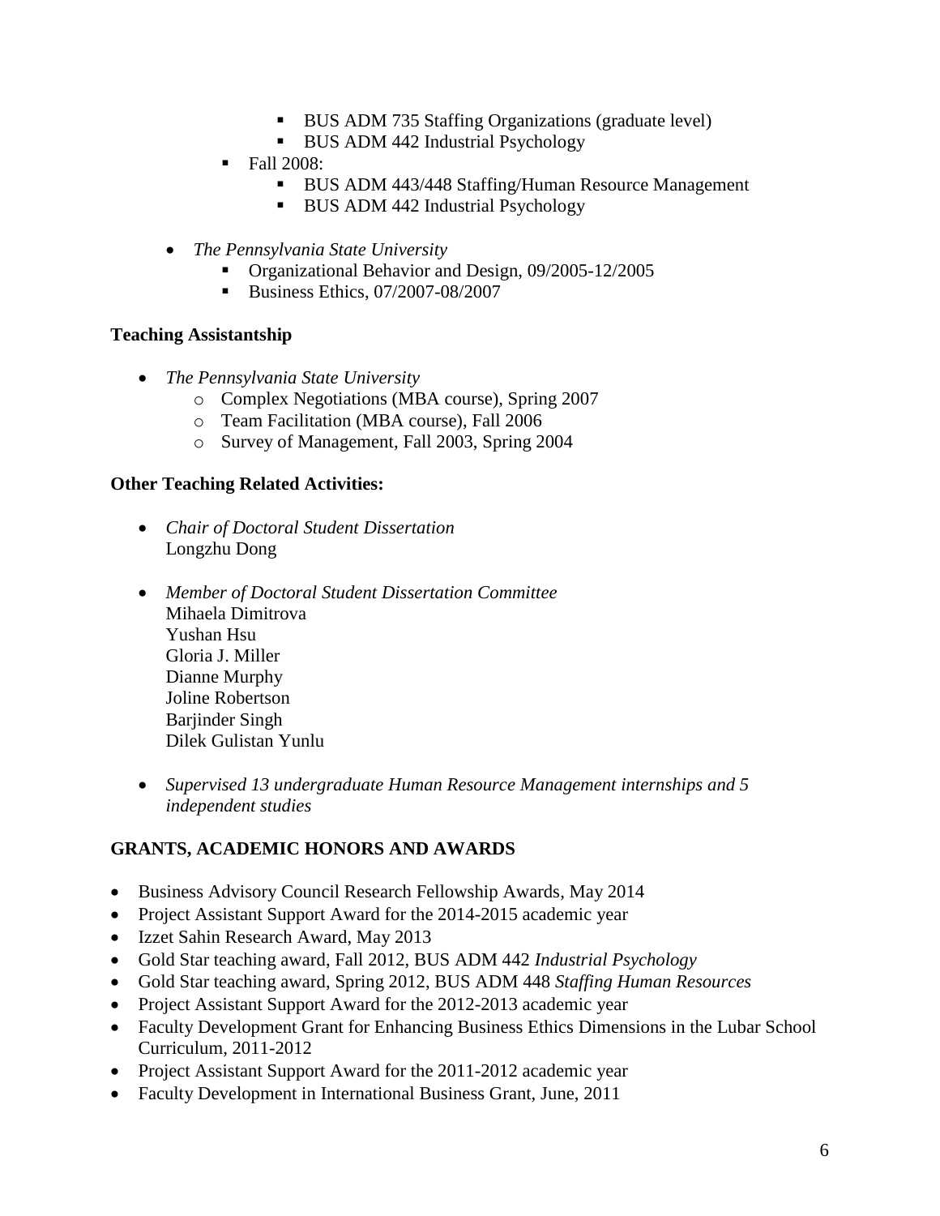- BUS ADM 735 Staffing Organizations (graduate level)
        - BUS ADM 442 Industrial Psychology
    - Fall 2008:
        - BUS ADM 443/448 Staffing/Human Resource Management
        - BUS ADM 442 Industrial Psychology

- *The Pennsylvania State University*
    - Organizational Behavior and Design, 09/2005-12/2005
    - Business Ethics, 07/2007-08/2007

**Teaching Assistantship**

- *The Pennsylvania State University*
    - Complex Negotiations (MBA course), Spring 2007
    - Team Facilitation (MBA course), Fall 2006
    - Survey of Management, Fall 2003, Spring 2004

**Other Teaching Related Activities:**

- *Chair of Doctoral Student Dissertation*
  Longzhu Dong

- *Member of Doctoral Student Dissertation Committee*
  Mihaela Dimitrova
  Yushan Hsu
  Gloria J. Miller
  Dianne Murphy
  Joline Robertson
  Barjinder Singh
  Dilek Gulistan Yunlu

- *Supervised 13 undergraduate Human Resource Management internships and 5 independent studies*

## GRANTS, ACADEMIC HONORS AND AWARDS

- Business Advisory Council Research Fellowship Awards, May 2014
- Project Assistant Support Award for the 2014-2015 academic year
- Izzet Sahin Research Award, May 2013
- Gold Star teaching award, Fall 2012, BUS ADM 442 *Industrial Psychology*
- Gold Star teaching award, Spring 2012, BUS ADM 448 *Staffing Human Resources*
- Project Assistant Support Award for the 2012-2013 academic year
- Faculty Development Grant for Enhancing Business Ethics Dimensions in the Lubar School Curriculum, 2011-2012
- Project Assistant Support Award for the 2011-2012 academic year
- Faculty Development in International Business Grant, June, 2011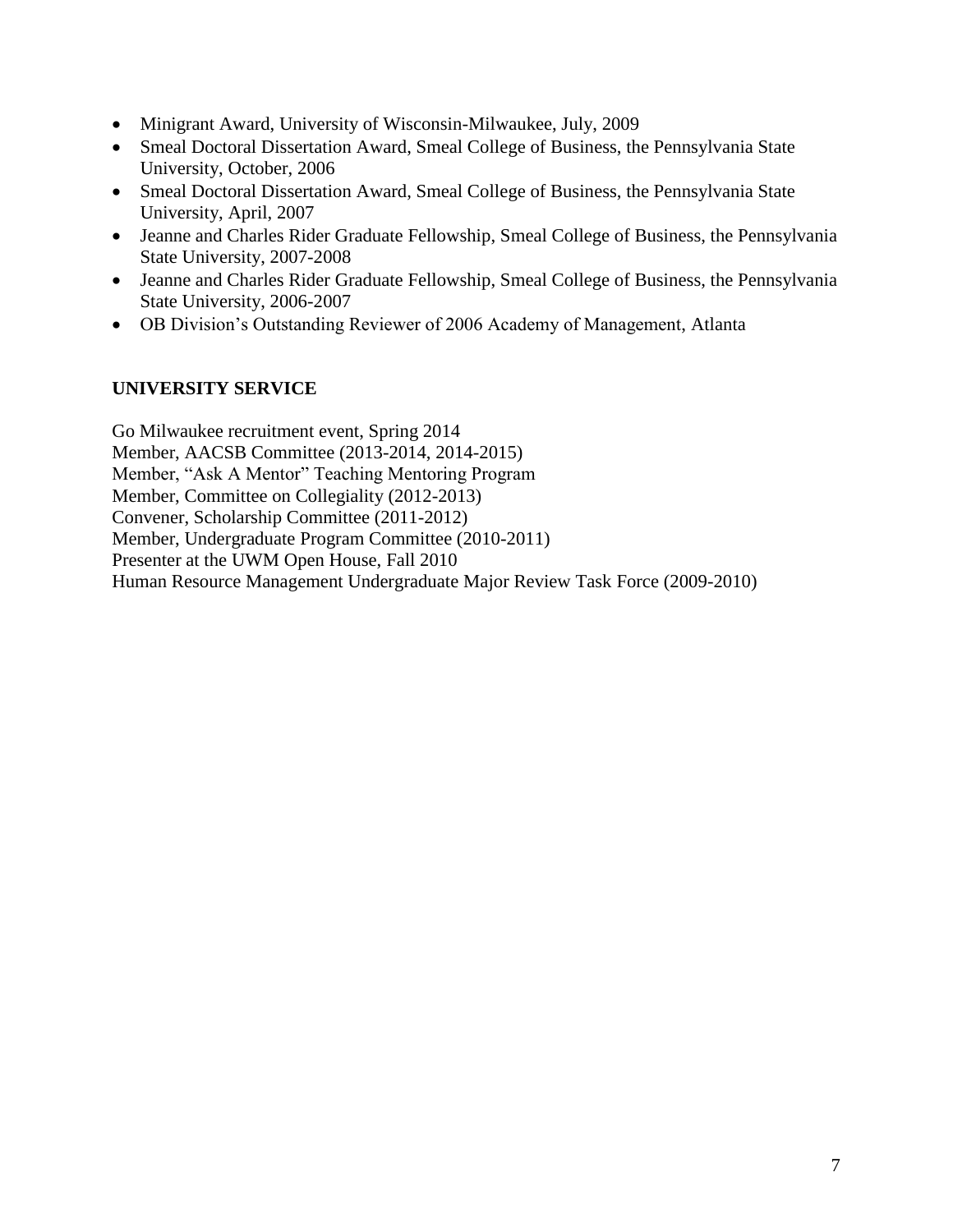- Minigrant Award, University of Wisconsin-Milwaukee, July, 2009
- Smeal Doctoral Dissertation Award, Smeal College of Business, the Pennsylvania State University, October, 2006
- Smeal Doctoral Dissertation Award, Smeal College of Business, the Pennsylvania State University, April, 2007
- Jeanne and Charles Rider Graduate Fellowship, Smeal College of Business, the Pennsylvania State University, 2007-2008
- Jeanne and Charles Rider Graduate Fellowship, Smeal College of Business, the Pennsylvania State University, 2006-2007
- OB Division's Outstanding Reviewer of 2006 Academy of Management, Atlanta

**UNIVERSITY SERVICE**

Go Milwaukee recruitment event, Spring 2014
Member, AACSB Committee (2013-2014, 2014-2015)
Member, "Ask A Mentor" Teaching Mentoring Program
Member, Committee on Collegiality (2012-2013)
Convener, Scholarship Committee (2011-2012)
Member, Undergraduate Program Committee (2010-2011)
Presenter at the UWM Open House, Fall 2010
Human Resource Management Undergraduate Major Review Task Force (2009-2010)